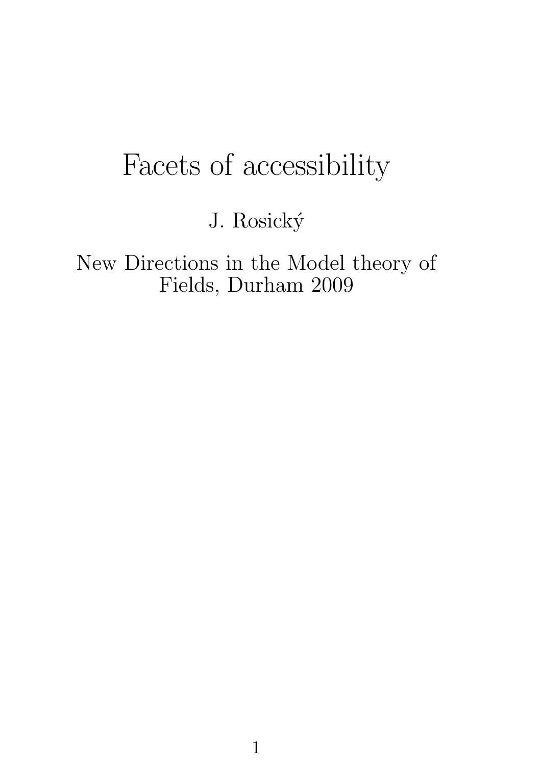# Facets of accessibility

J. Rosický

New Directions in the Model theory of Fields, Durham 2009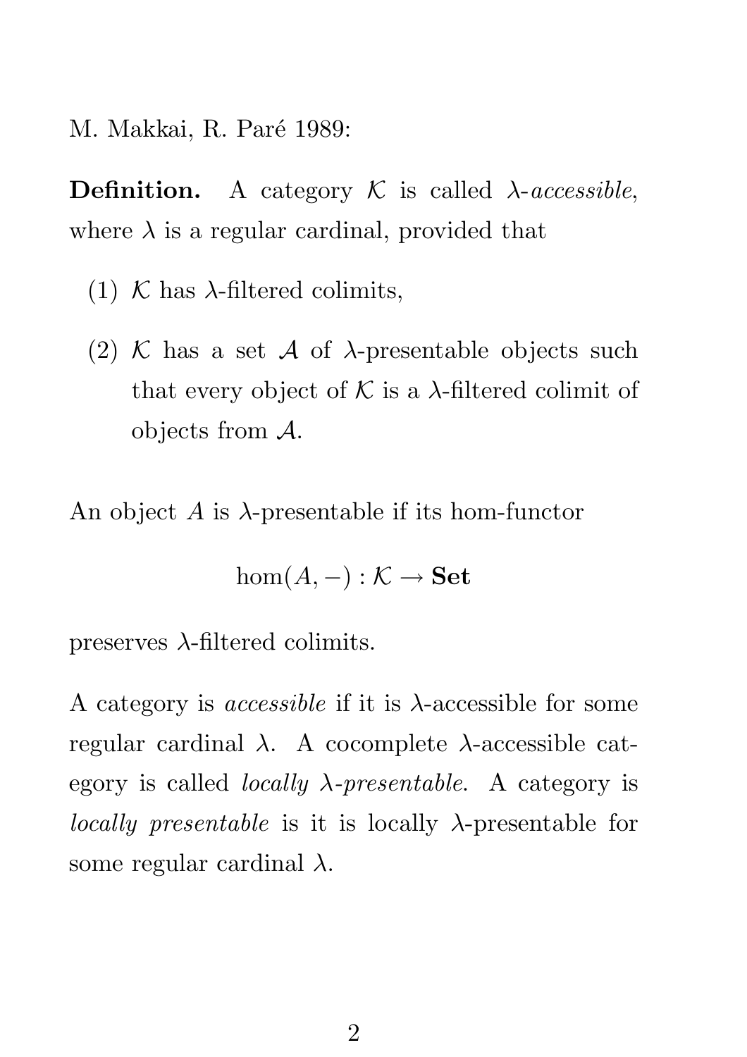M. Makkai, R. Paré 1989:

**Definition.** A category $\mathcal{K}$ is called $\lambda$-*accessible*, where $\lambda$ is a regular cardinal, provided that

(1) $\mathcal{K}$ has $\lambda$-filtered colimits,

(2) $\mathcal{K}$ has a set $\mathcal{A}$ of $\lambda$-presentable objects such that every object of $\mathcal{K}$ is a $\lambda$-filtered colimit of objects from $\mathcal{A}$.

An object $A$ is $\lambda$-presentable if its hom-functor

$$\hom(A, -) : \mathcal{K} \to \mathbf{Set}$$

preserves $\lambda$-filtered colimits.

A category is *accessible* if it is $\lambda$-accessible for some regular cardinal $\lambda$. A cocomplete $\lambda$-accessible category is called *locally $\lambda$-presentable*. A category is *locally presentable* is it is locally $\lambda$-presentable for some regular cardinal $\lambda$.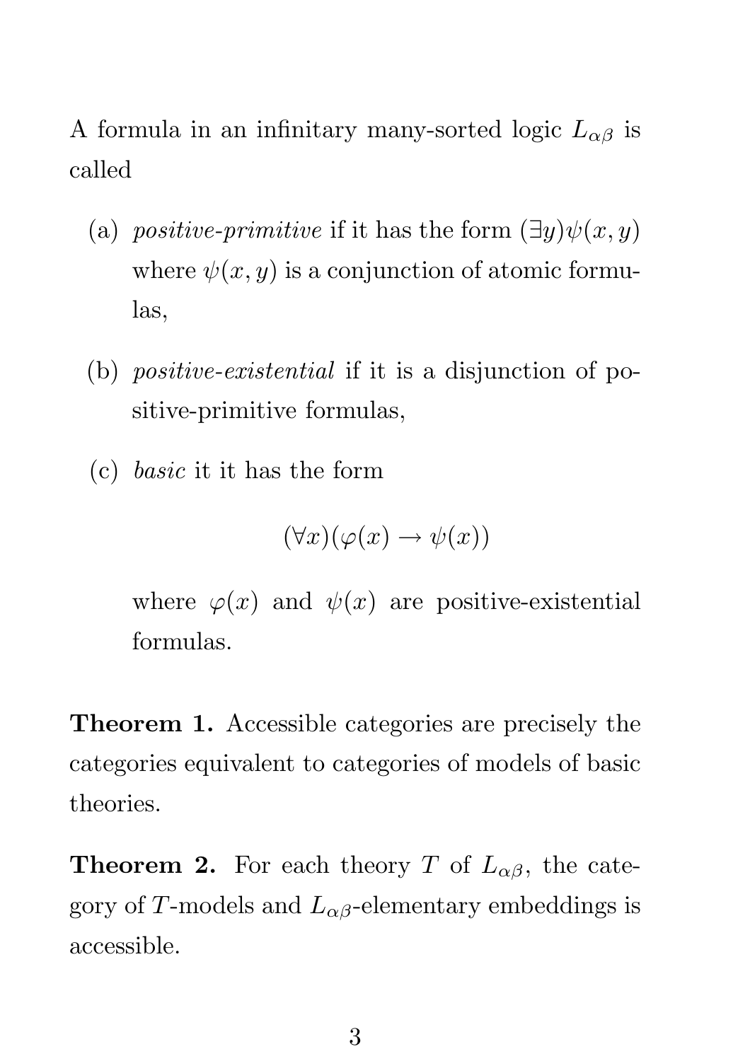A formula in an infinitary many-sorted logic $L_{\alpha\beta}$ is called

(a) *positive-primitive* if it has the form $(\exists y)\psi(x, y)$ where $\psi(x, y)$ is a conjunction of atomic formulas,

(b) *positive-existential* if it is a disjunction of positive-primitive formulas,

(c) *basic* it it has the form

$$(\forall x)(\varphi(x) \to \psi(x))$$

where $\varphi(x)$ and $\psi(x)$ are positive-existential formulas.

**Theorem 1.** Accessible categories are precisely the categories equivalent to categories of models of basic theories.

**Theorem 2.** For each theory $T$ of $L_{\alpha\beta}$, the category of $T$-models and $L_{\alpha\beta}$-elementary embeddings is accessible.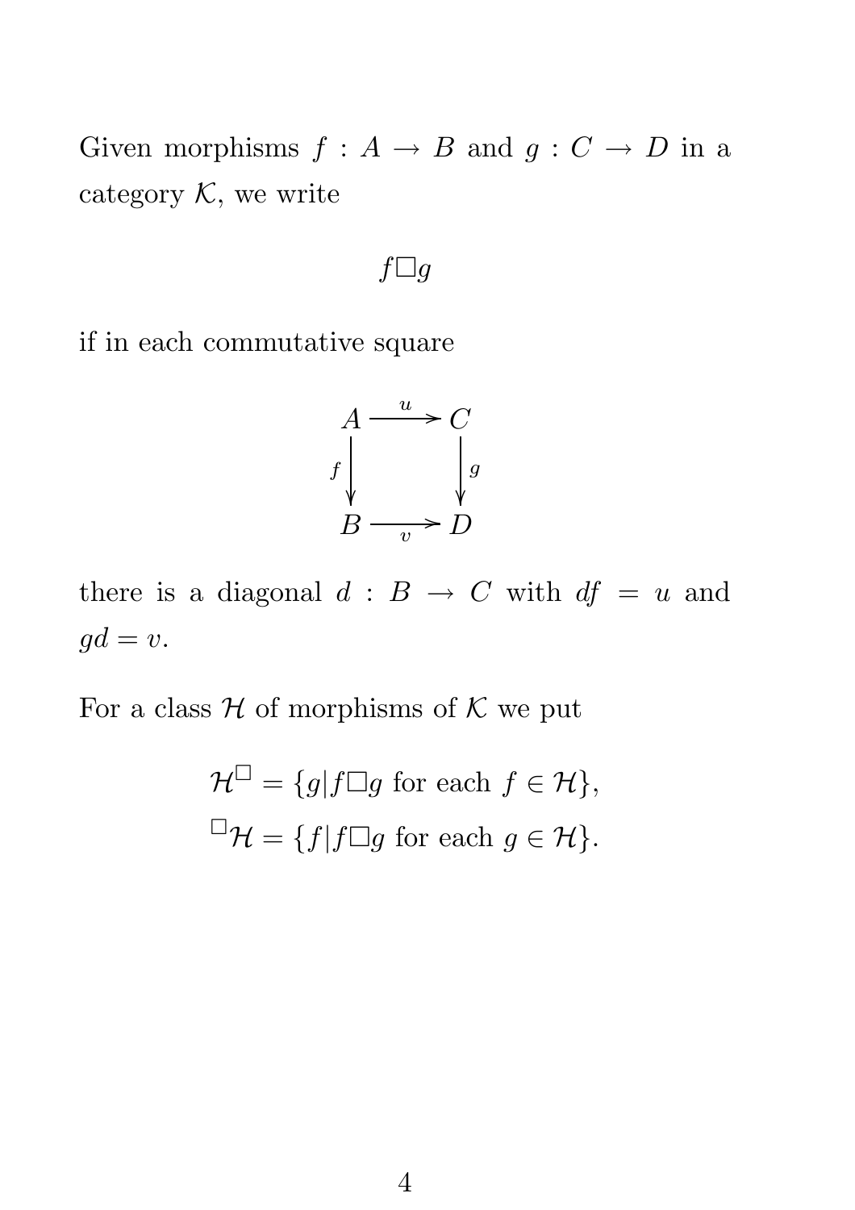Given morphisms $f : A \to B$ and $g : C \to D$ in a category $\mathcal{K}$, we write

$$f \Box g$$

if in each commutative square

$$\begin{array}{ccc} A & \xrightarrow{\ u\ } & C \\ {\scriptstyle f}\big\downarrow & & \big\downarrow{\scriptstyle g} \\ B & \xrightarrow[\ v\ ]{} & D \end{array}$$

there is a diagonal $d : B \to C$ with $df = u$ and $gd = v$.

For a class $\mathcal{H}$ of morphisms of $\mathcal{K}$ we put

$$\mathcal{H}^{\Box} = \{g | f \Box g \text{ for each } f \in \mathcal{H}\},$$
$$^{\Box}\mathcal{H} = \{f | f \Box g \text{ for each } g \in \mathcal{H}\}.$$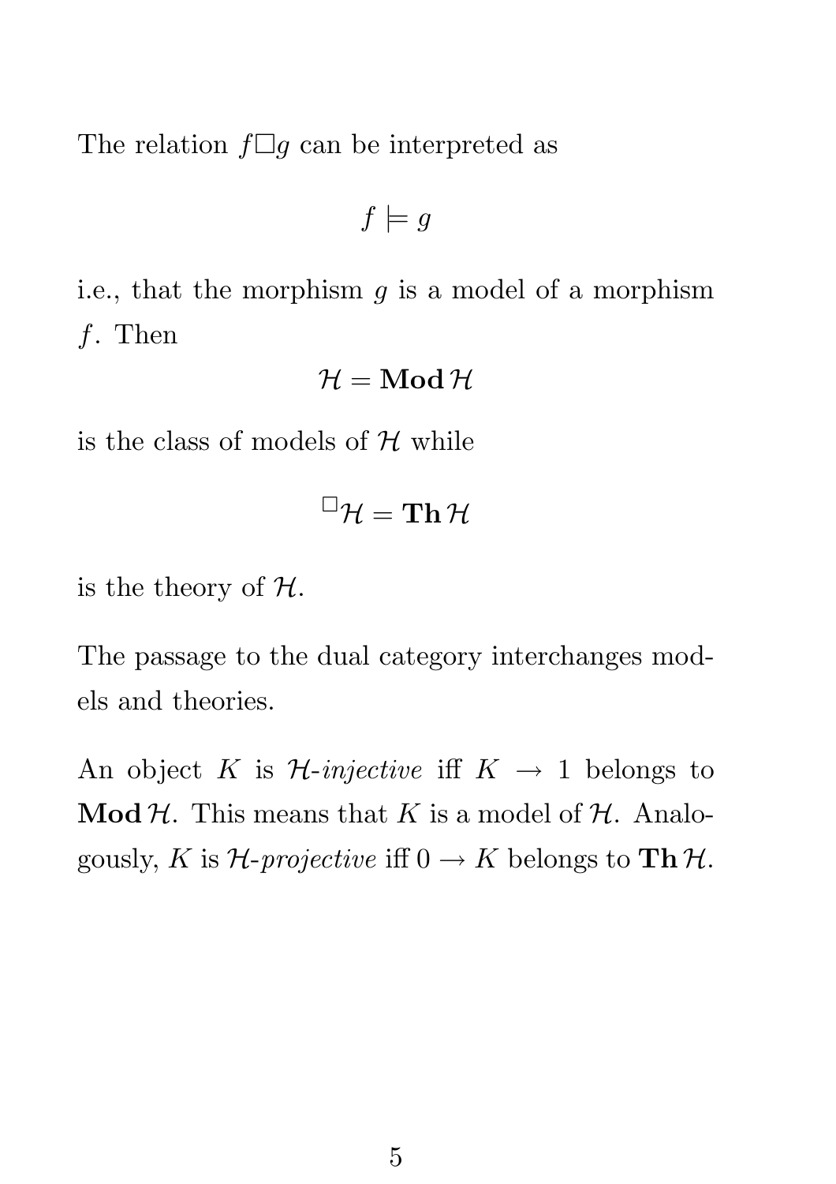The relation $f \square g$ can be interpreted as

$$f \models g$$

i.e., that the morphism $g$ is a model of a morphism $f$. Then

$$\mathcal{H} = \mathbf{Mod}\,\mathcal{H}$$

is the class of models of $\mathcal{H}$ while

$$^{\square}\mathcal{H} = \mathbf{Th}\,\mathcal{H}$$

is the theory of $\mathcal{H}$.

The passage to the dual category interchanges models and theories.

An object $K$ is *$\mathcal{H}$-injective* iff $K \to 1$ belongs to $\mathbf{Mod}\,\mathcal{H}$. This means that $K$ is a model of $\mathcal{H}$. Analogously, $K$ is *$\mathcal{H}$-projective* iff $0 \to K$ belongs to $\mathbf{Th}\,\mathcal{H}$.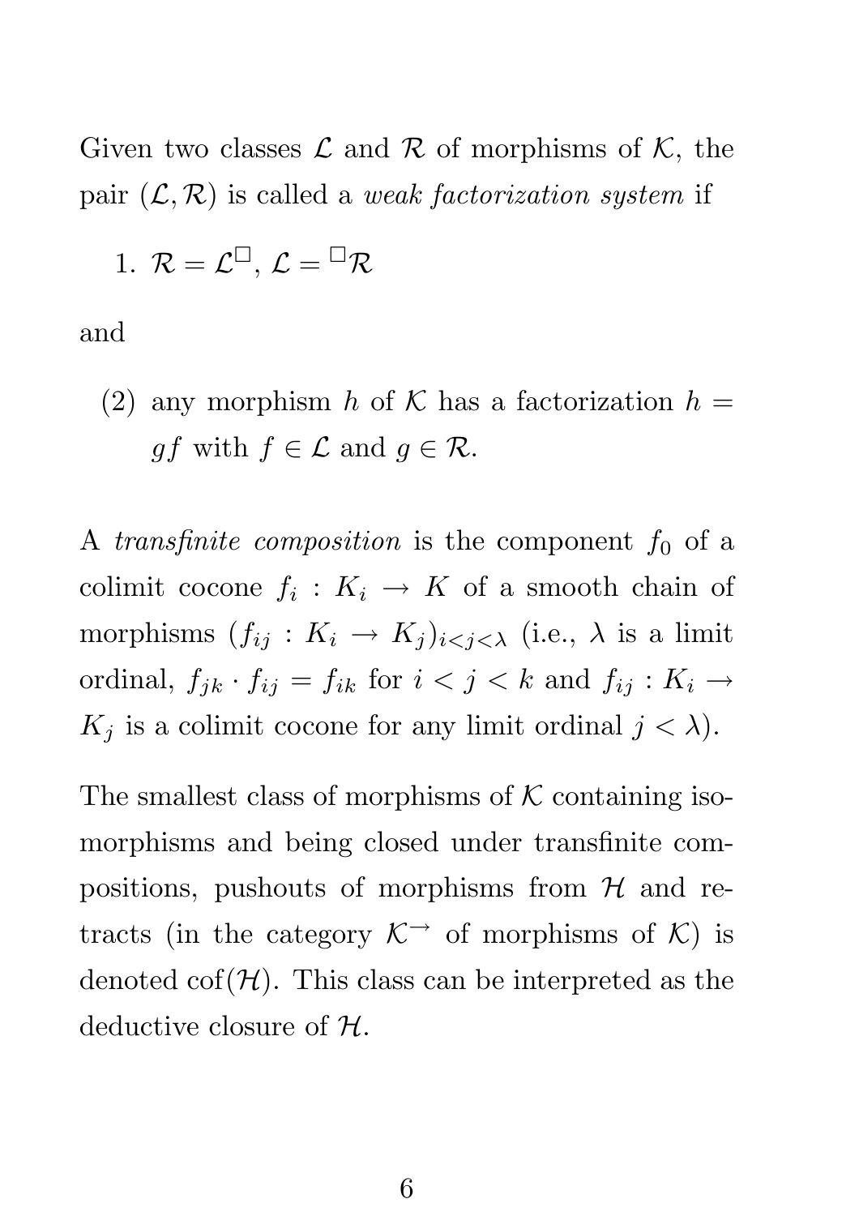Given two classes $\mathcal{L}$ and $\mathcal{R}$ of morphisms of $\mathcal{K}$, the pair $(\mathcal{L}, \mathcal{R})$ is called a *weak factorization system* if

1. $\mathcal{R} = \mathcal{L}^{\square}$, $\mathcal{L} = {}^{\square}\mathcal{R}$

and

(2) any morphism $h$ of $\mathcal{K}$ has a factorization $h = gf$ with $f \in \mathcal{L}$ and $g \in \mathcal{R}$.

A *transfinite composition* is the component $f_0$ of a colimit cocone $f_i : K_i \to K$ of a smooth chain of morphisms $(f_{ij} : K_i \to K_j)_{i<j<\lambda}$ (i.e., $\lambda$ is a limit ordinal, $f_{jk} \cdot f_{ij} = f_{ik}$ for $i < j < k$ and $f_{ij} : K_i \to K_j$ is a colimit cocone for any limit ordinal $j < \lambda$).

The smallest class of morphisms of $\mathcal{K}$ containing isomorphisms and being closed under transfinite compositions, pushouts of morphisms from $\mathcal{H}$ and retracts (in the category $\mathcal{K}^{\to}$ of morphisms of $\mathcal{K}$) is denoted $\mathrm{cof}(\mathcal{H})$. This class can be interpreted as the deductive closure of $\mathcal{H}$.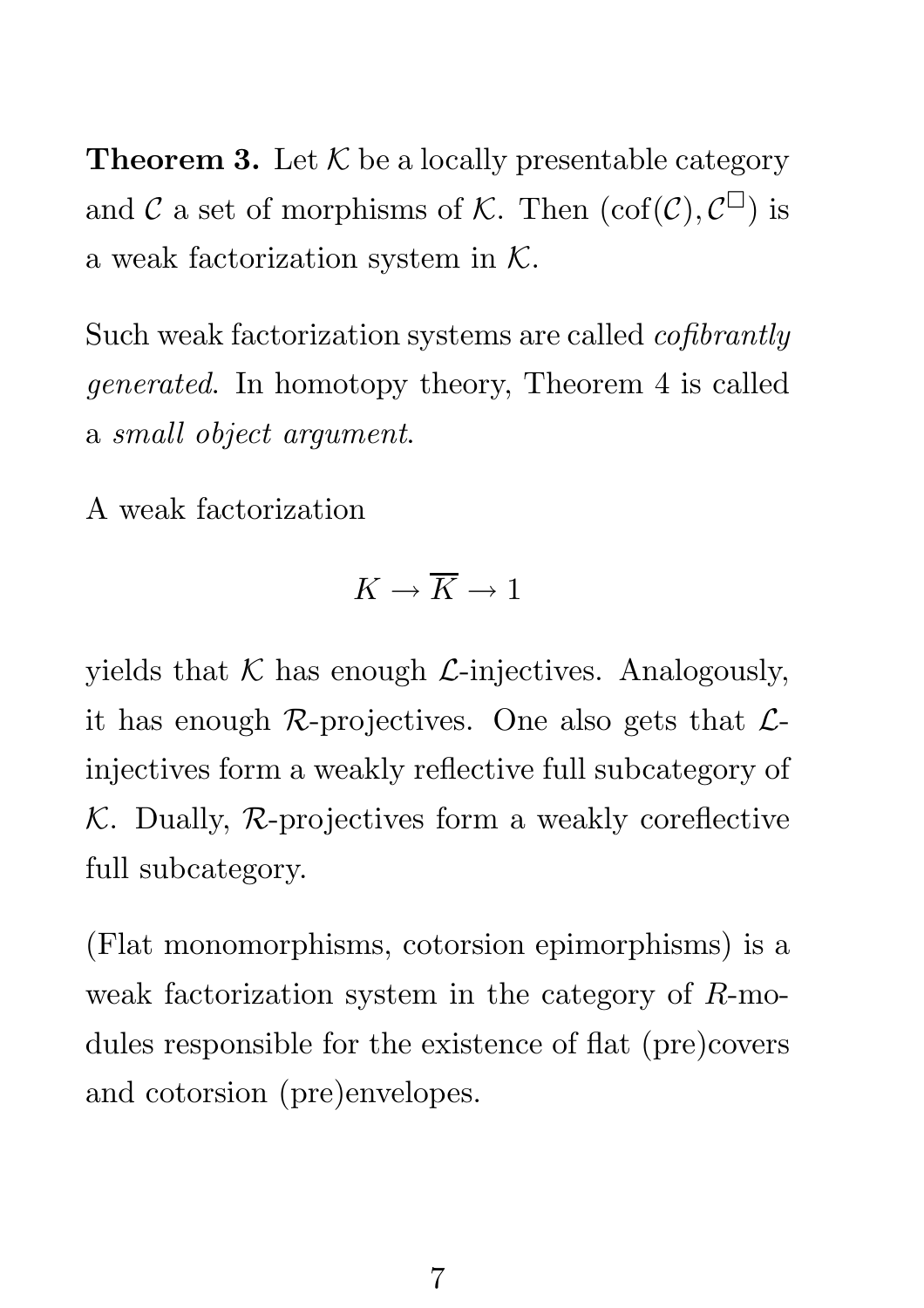**Theorem 3.** Let $\mathcal{K}$ be a locally presentable category and $\mathcal{C}$ a set of morphisms of $\mathcal{K}$. Then $(\mathrm{cof}(\mathcal{C}), \mathcal{C}^{\square})$ is a weak factorization system in $\mathcal{K}$.

Such weak factorization systems are called *cofibrantly generated*. In homotopy theory, Theorem 4 is called a *small object argument*.

A weak factorization

$$K \to \overline{K} \to 1$$

yields that $\mathcal{K}$ has enough $\mathcal{L}$-injectives. Analogously, it has enough $\mathcal{R}$-projectives. One also gets that $\mathcal{L}$-injectives form a weakly reflective full subcategory of $\mathcal{K}$. Dually, $\mathcal{R}$-projectives form a weakly coreflective full subcategory.

(Flat monomorphisms, cotorsion epimorphisms) is a weak factorization system in the category of $R$-modules responsible for the existence of flat (pre)covers and cotorsion (pre)envelopes.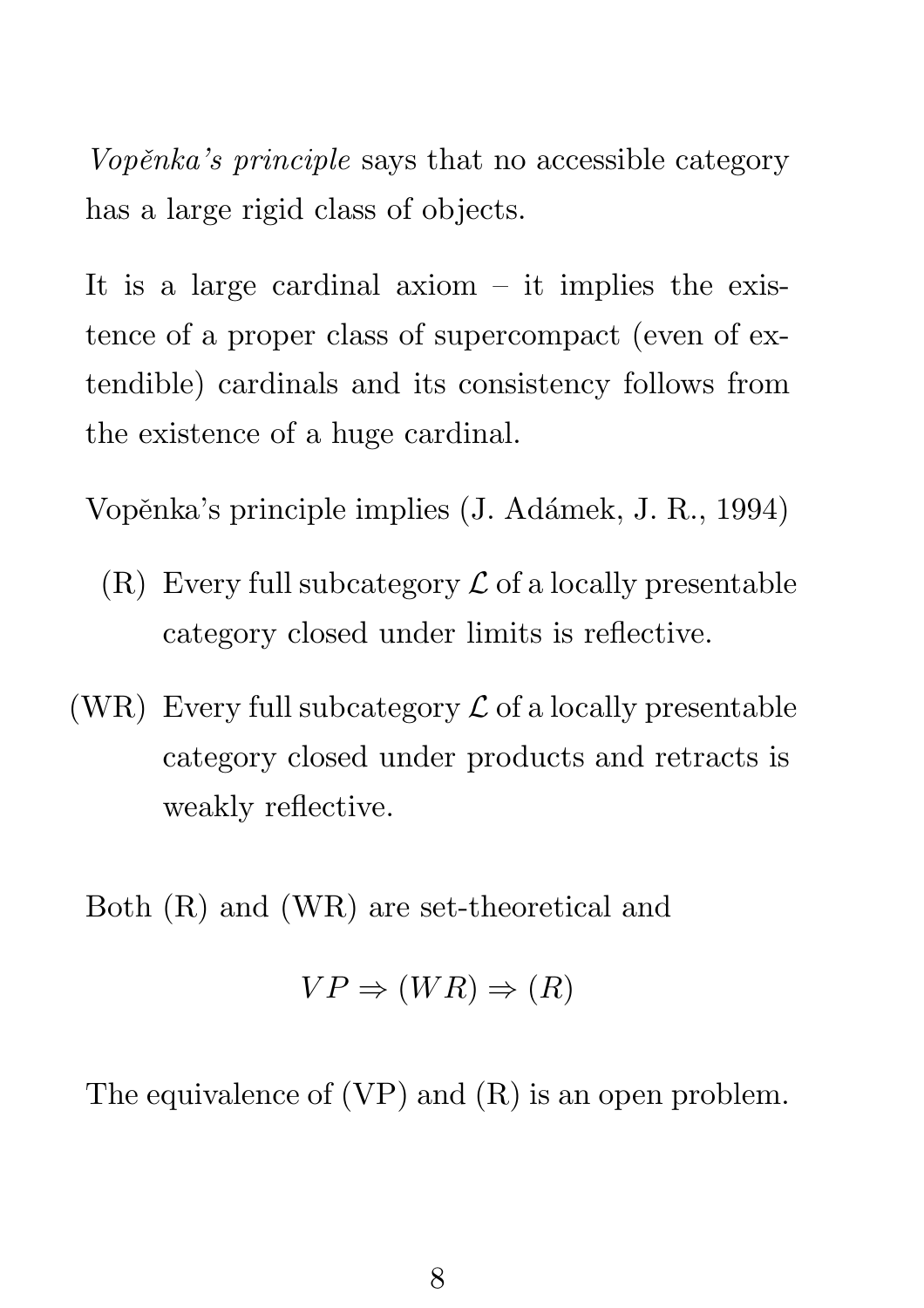*Vopěnka's principle* says that no accessible category has a large rigid class of objects.

It is a large cardinal axiom – it implies the existence of a proper class of supercompact (even of extendible) cardinals and its consistency follows from the existence of a huge cardinal.

Vopěnka's principle implies (J. Adámek, J. R., 1994)

- (R) Every full subcategory $\mathcal{L}$ of a locally presentable category closed under limits is reflective.
- (WR) Every full subcategory $\mathcal{L}$ of a locally presentable category closed under products and retracts is weakly reflective.

Both (R) and (WR) are set-theoretical and

$$VP \Rightarrow (WR) \Rightarrow (R)$$

The equivalence of (VP) and (R) is an open problem.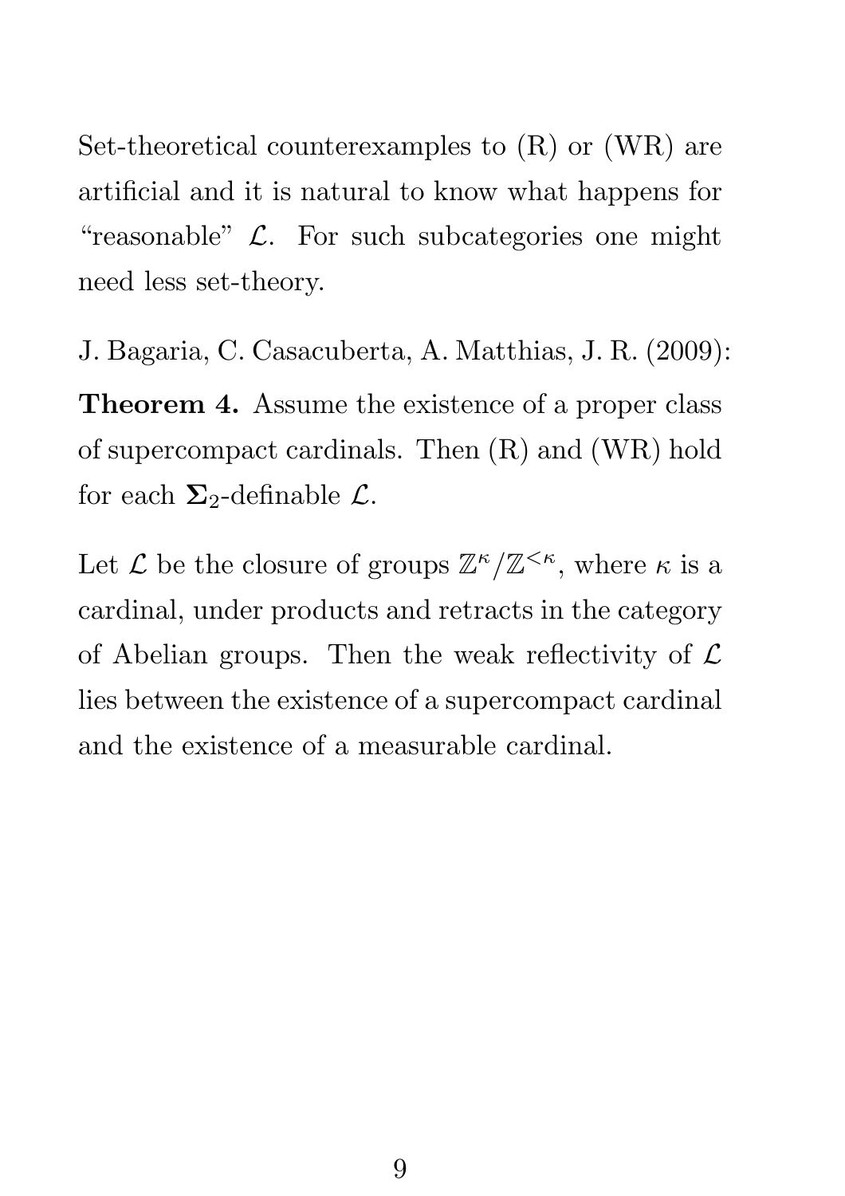Set-theoretical counterexamples to (R) or (WR) are artificial and it is natural to know what happens for "reasonable" $\mathcal{L}$. For such subcategories one might need less set-theory.

J. Bagaria, C. Casacuberta, A. Matthias, J. R. (2009):

**Theorem 4.** Assume the existence of a proper class of supercompact cardinals. Then (R) and (WR) hold for each $\mathbf{\Sigma}_2$-definable $\mathcal{L}$.

Let $\mathcal{L}$ be the closure of groups $\mathbb{Z}^\kappa/\mathbb{Z}^{<\kappa}$, where $\kappa$ is a cardinal, under products and retracts in the category of Abelian groups. Then the weak reflectivity of $\mathcal{L}$ lies between the existence of a supercompact cardinal and the existence of a measurable cardinal.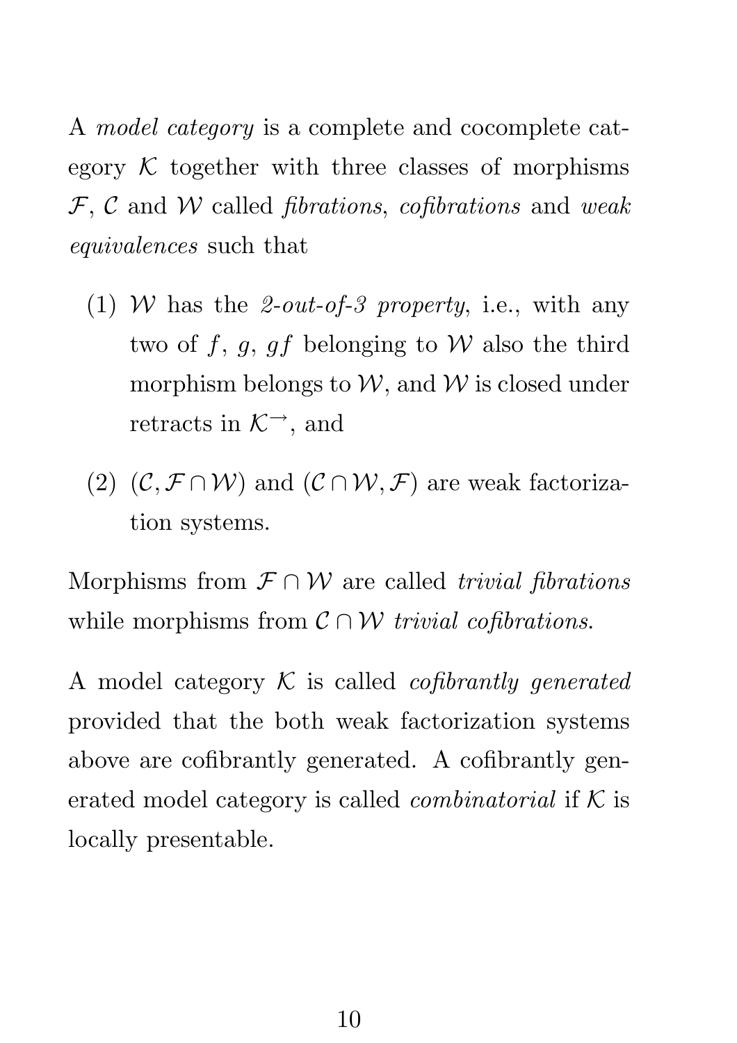A *model category* is a complete and cocomplete category $\mathcal{K}$ together with three classes of morphisms $\mathcal{F}$, $\mathcal{C}$ and $\mathcal{W}$ called *fibrations*, *cofibrations* and *weak equivalences* such that

(1) $\mathcal{W}$ has the *2-out-of-3 property*, i.e., with any two of $f$, $g$, $gf$ belonging to $\mathcal{W}$ also the third morphism belongs to $\mathcal{W}$, and $\mathcal{W}$ is closed under retracts in $\mathcal{K}^{\to}$, and

(2) $(\mathcal{C}, \mathcal{F} \cap \mathcal{W})$ and $(\mathcal{C} \cap \mathcal{W}, \mathcal{F})$ are weak factorization systems.

Morphisms from $\mathcal{F} \cap \mathcal{W}$ are called *trivial fibrations* while morphisms from $\mathcal{C} \cap \mathcal{W}$ *trivial cofibrations*.

A model category $\mathcal{K}$ is called *cofibrantly generated* provided that the both weak factorization systems above are cofibrantly generated. A cofibrantly generated model category is called *combinatorial* if $\mathcal{K}$ is locally presentable.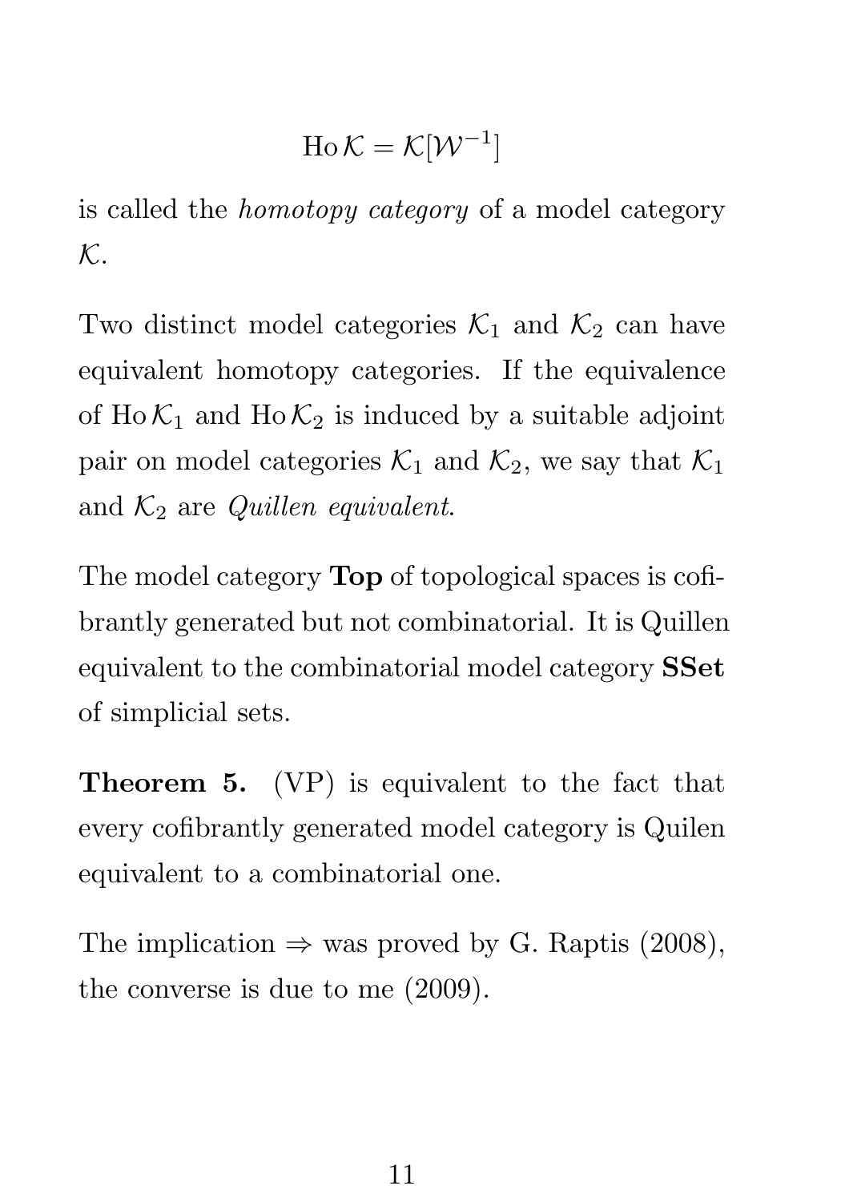$$\operatorname{Ho} \mathcal{K} = \mathcal{K}[\mathcal{W}^{-1}]$$

is called the *homotopy category* of a model category $\mathcal{K}$.

Two distinct model categories $\mathcal{K}_1$ and $\mathcal{K}_2$ can have equivalent homotopy categories. If the equivalence of $\operatorname{Ho} \mathcal{K}_1$ and $\operatorname{Ho} \mathcal{K}_2$ is induced by a suitable adjoint pair on model categories $\mathcal{K}_1$ and $\mathcal{K}_2$, we say that $\mathcal{K}_1$ and $\mathcal{K}_2$ are *Quillen equivalent*.

The model category **Top** of topological spaces is cofibrantly generated but not combinatorial. It is Quillen equivalent to the combinatorial model category **SSet** of simplicial sets.

**Theorem 5.** (VP) is equivalent to the fact that every cofibrantly generated model category is Quilen equivalent to a combinatorial one.

The implication $\Rightarrow$ was proved by G. Raptis (2008), the converse is due to me (2009).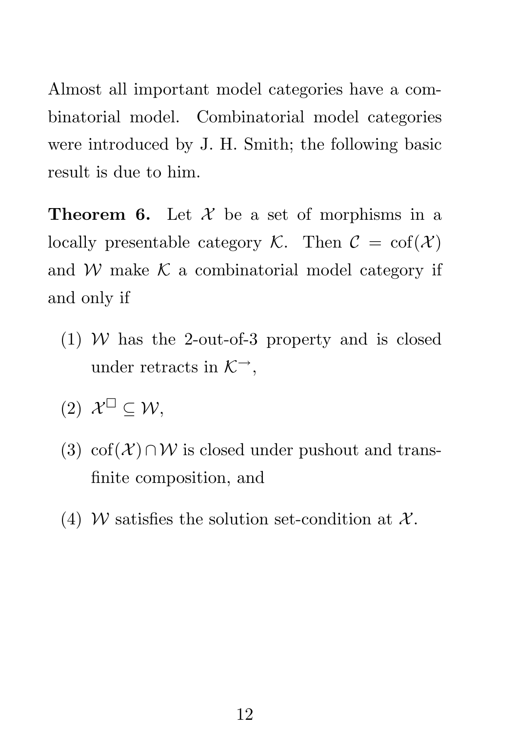Almost all important model categories have a combinatorial model. Combinatorial model categories were introduced by J. H. Smith; the following basic result is due to him.

**Theorem 6.** Let $\mathcal{X}$ be a set of morphisms in a locally presentable category $\mathcal{K}$. Then $\mathcal{C} = \mathrm{cof}(\mathcal{X})$ and $\mathcal{W}$ make $\mathcal{K}$ a combinatorial model category if and only if

(1) $\mathcal{W}$ has the 2-out-of-3 property and is closed under retracts in $\mathcal{K}^{\to}$,

(2) $\mathcal{X}^{\square} \subseteq \mathcal{W}$,

(3) $\mathrm{cof}(\mathcal{X}) \cap \mathcal{W}$ is closed under pushout and transfinite composition, and

(4) $\mathcal{W}$ satisfies the solution set-condition at $\mathcal{X}$.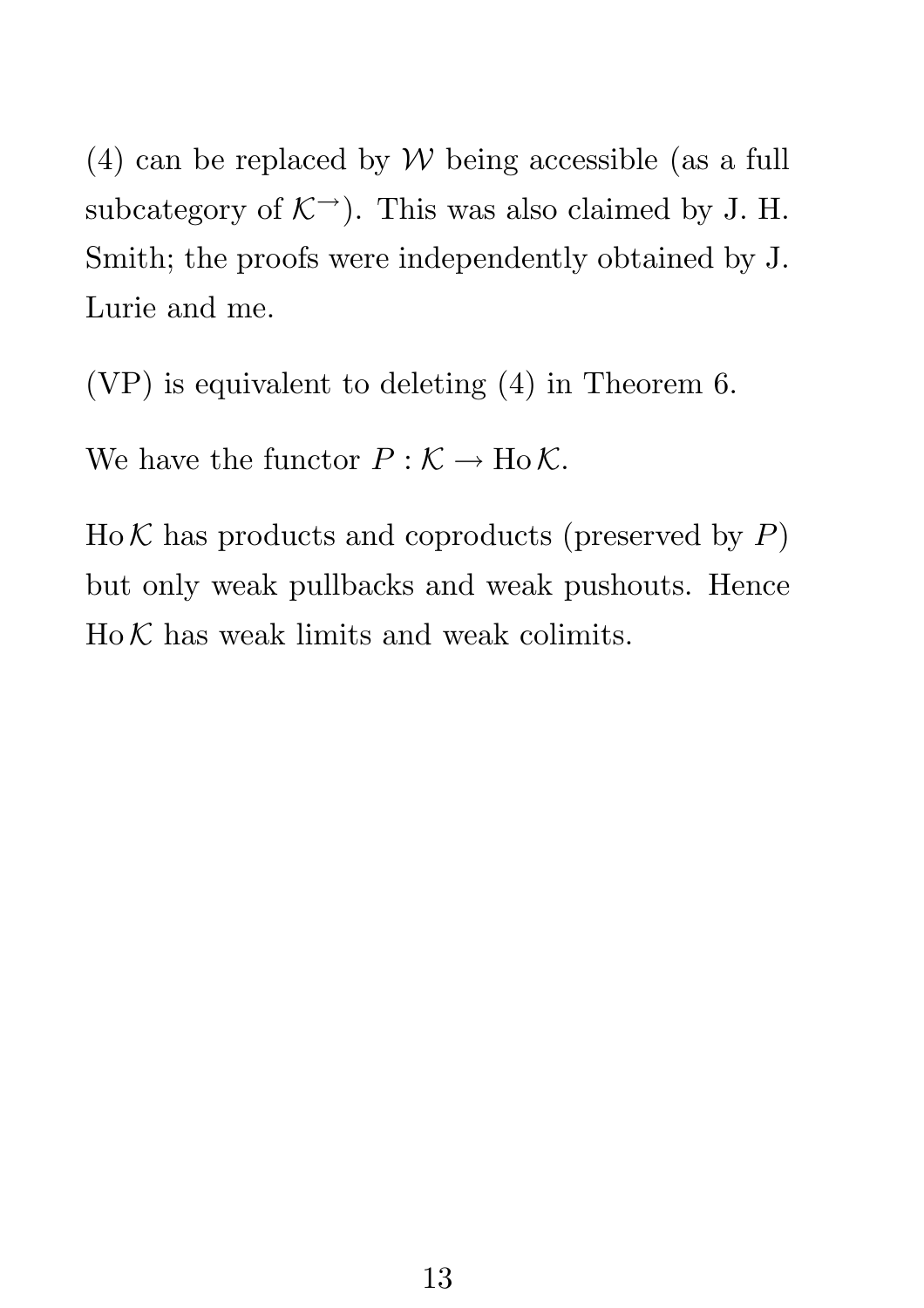(4) can be replaced by $\mathcal{W}$ being accessible (as a full subcategory of $\mathcal{K}^{\rightarrow}$). This was also claimed by J. H. Smith; the proofs were independently obtained by J. Lurie and me.

(VP) is equivalent to deleting (4) in Theorem 6.

We have the functor $P : \mathcal{K} \to \operatorname{Ho}\mathcal{K}$.

$\operatorname{Ho}\mathcal{K}$ has products and coproducts (preserved by $P$) but only weak pullbacks and weak pushouts. Hence $\operatorname{Ho}\mathcal{K}$ has weak limits and weak colimits.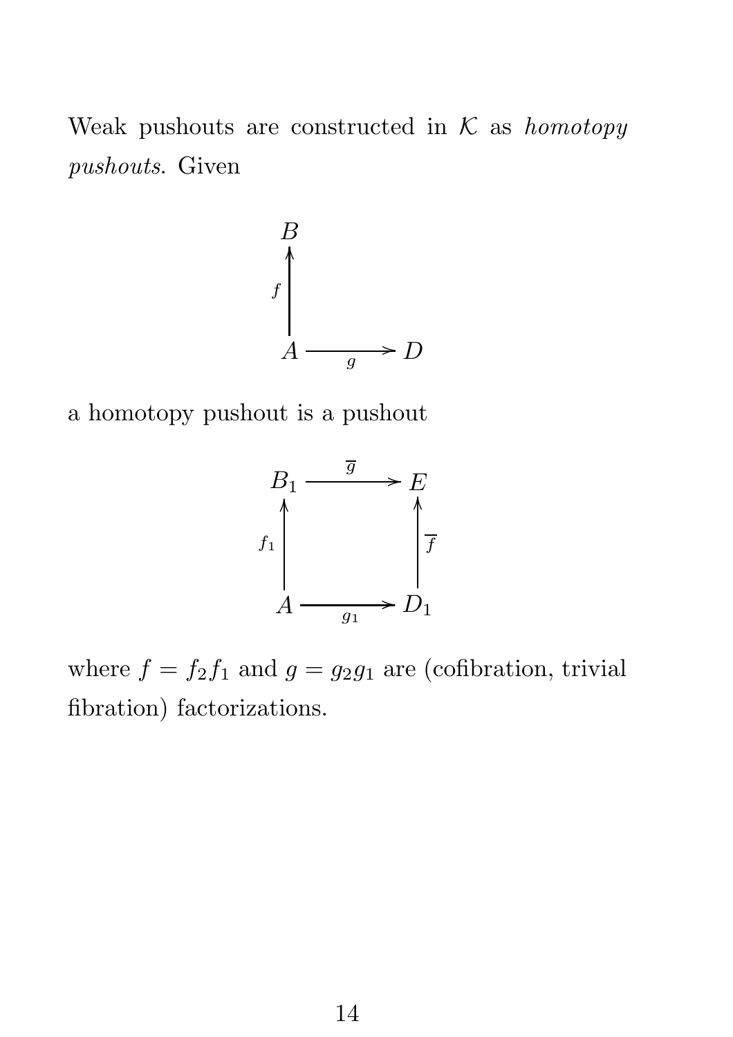Weak pushouts are constructed in $\mathcal{K}$ as *homotopy pushouts*. Given

$$
\begin{array}{ccc}
B & & \\
\uparrow{\scriptstyle f} & & \\
A & \xrightarrow[g]{} & D
\end{array}
$$

a homotopy pushout is a pushout

$$
\begin{array}{ccc}
B_1 & \xrightarrow{\overline{g}} & E \\
\uparrow{\scriptstyle f_1} & & \uparrow{\scriptstyle \overline{f}} \\
A & \xrightarrow[g_1]{} & D_1
\end{array}
$$

where $f = f_2 f_1$ and $g = g_2 g_1$ are (cofibration, trivial fibration) factorizations.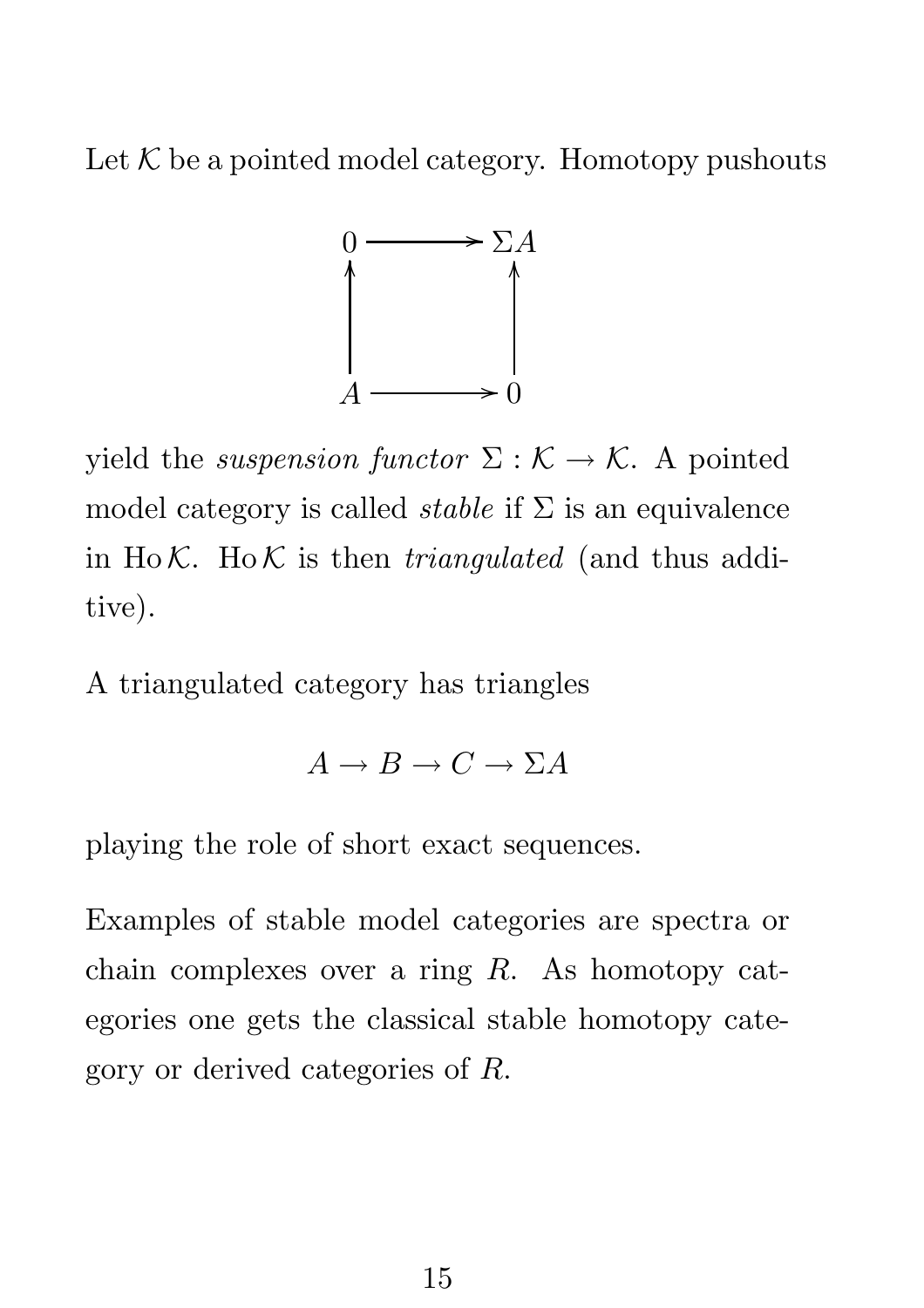Let $\mathcal{K}$ be a pointed model category. Homotopy pushouts

$$\begin{array}{ccc} 0 & \longrightarrow & \Sigma A \\ \uparrow & & \uparrow \\ A & \longrightarrow & 0 \end{array}$$

yield the *suspension functor* $\Sigma : \mathcal{K} \to \mathcal{K}$. A pointed model category is called *stable* if $\Sigma$ is an equivalence in $\operatorname{Ho}\mathcal{K}$. $\operatorname{Ho}\mathcal{K}$ is then *triangulated* (and thus additive).

A triangulated category has triangles

$$A \to B \to C \to \Sigma A$$

playing the role of short exact sequences.

Examples of stable model categories are spectra or chain complexes over a ring $R$. As homotopy categories one gets the classical stable homotopy category or derived categories of $R$.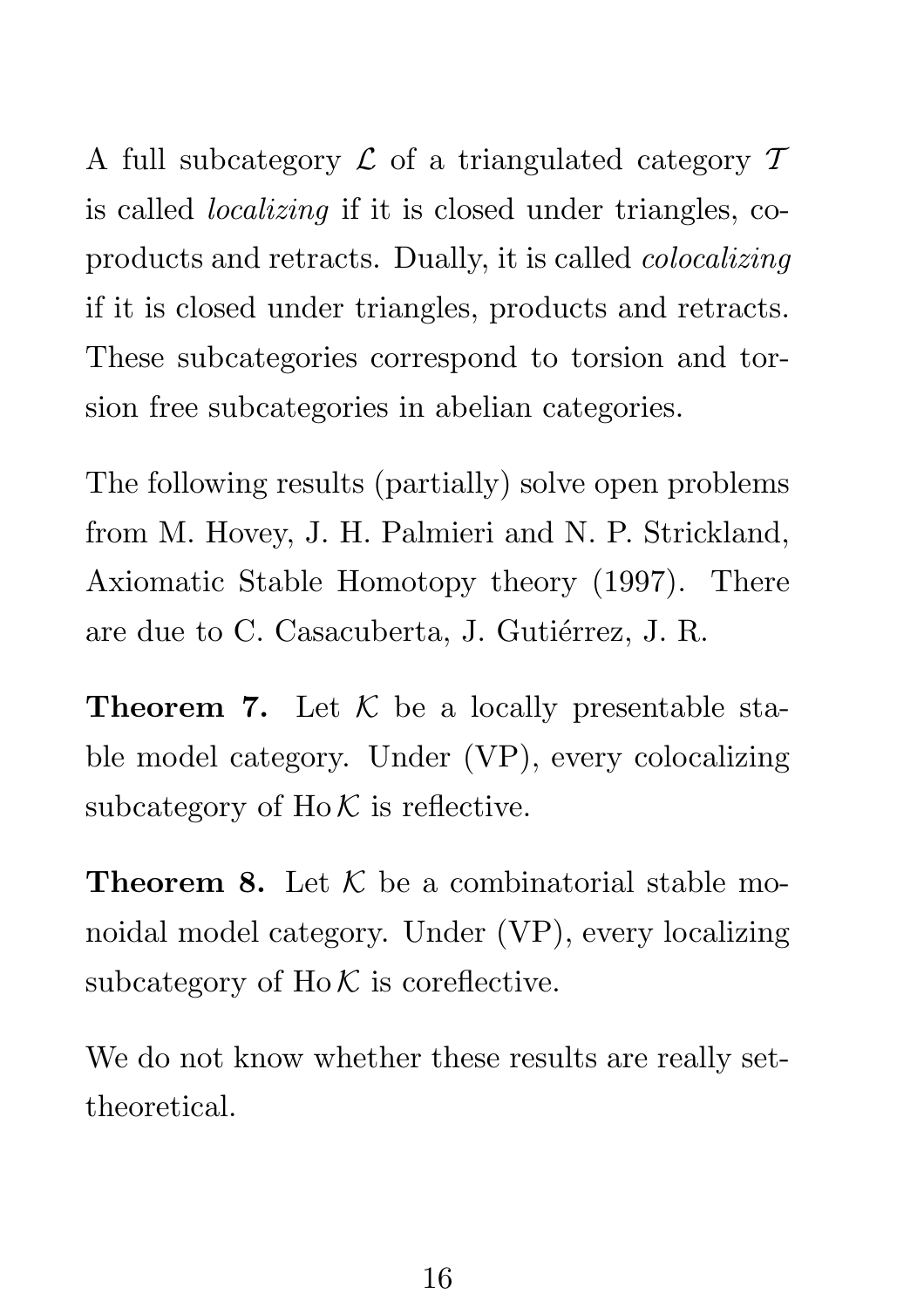A full subcategory $\mathcal{L}$ of a triangulated category $\mathcal{T}$ is called *localizing* if it is closed under triangles, coproducts and retracts. Dually, it is called *colocalizing* if it is closed under triangles, products and retracts. These subcategories correspond to torsion and torsion free subcategories in abelian categories.

The following results (partially) solve open problems from M. Hovey, J. H. Palmieri and N. P. Strickland, Axiomatic Stable Homotopy theory (1997). There are due to C. Casacuberta, J. Gutiérrez, J. R.

**Theorem 7.** Let $\mathcal{K}$ be a locally presentable stable model category. Under (VP), every colocalizing subcategory of $\operatorname{Ho}\mathcal{K}$ is reflective.

**Theorem 8.** Let $\mathcal{K}$ be a combinatorial stable monoidal model category. Under (VP), every localizing subcategory of $\operatorname{Ho}\mathcal{K}$ is coreflective.

We do not know whether these results are really set-theoretical.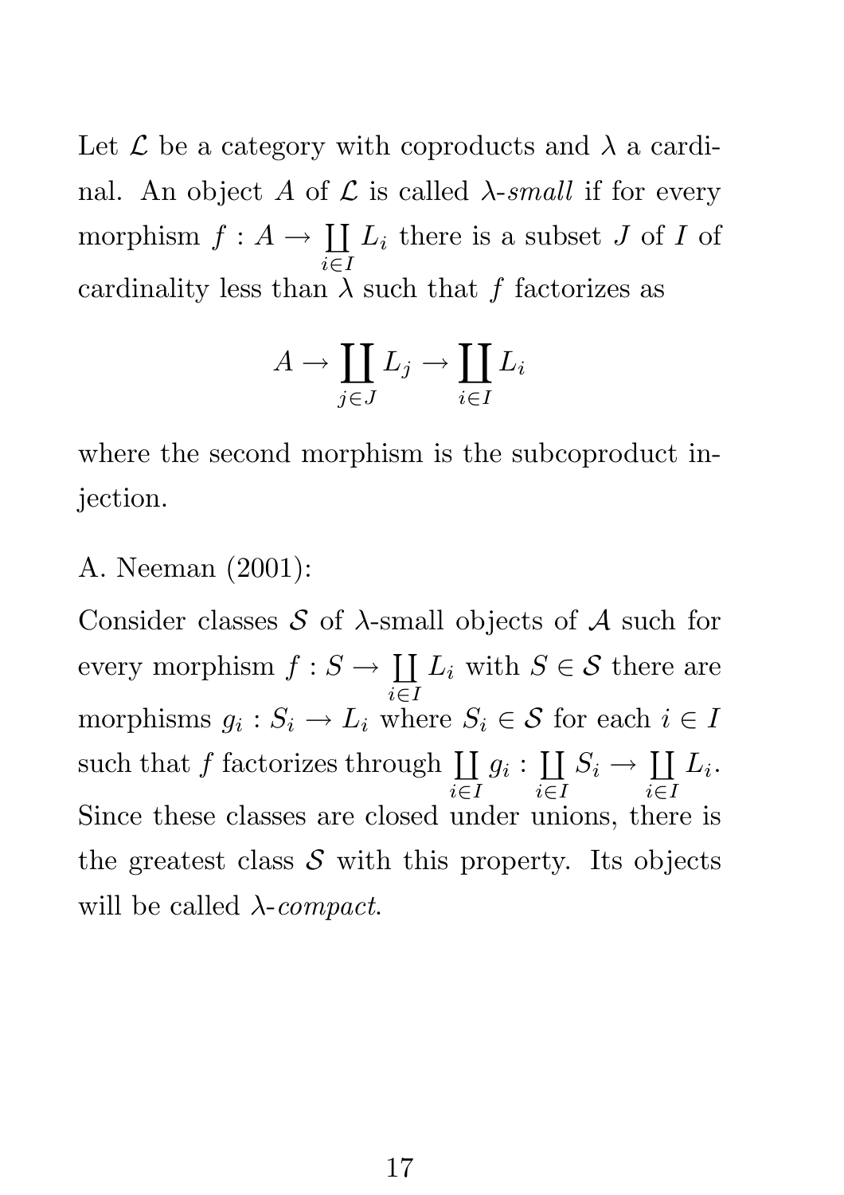Let $\mathcal{L}$ be a category with coproducts and $\lambda$ a cardinal. An object $A$ of $\mathcal{L}$ is called $\lambda$-*small* if for every morphism $f : A \to \coprod\limits_{i \in I} L_i$ there is a subset $J$ of $I$ of cardinality less than $\lambda$ such that $f$ factorizes as

$$A \to \coprod_{j \in J} L_j \to \coprod_{i \in I} L_i$$

where the second morphism is the subcoproduct injection.

A. Neeman (2001):

Consider classes $\mathcal{S}$ of $\lambda$-small objects of $\mathcal{A}$ such for every morphism $f : S \to \coprod\limits_{i \in I} L_i$ with $S \in \mathcal{S}$ there are morphisms $g_i : S_i \to L_i$ where $S_i \in \mathcal{S}$ for each $i \in I$ such that $f$ factorizes through $\coprod\limits_{i \in I} g_i : \coprod\limits_{i \in I} S_i \to \coprod\limits_{i \in I} L_i$. Since these classes are closed under unions, there is the greatest class $\mathcal{S}$ with this property. Its objects will be called $\lambda$-*compact*.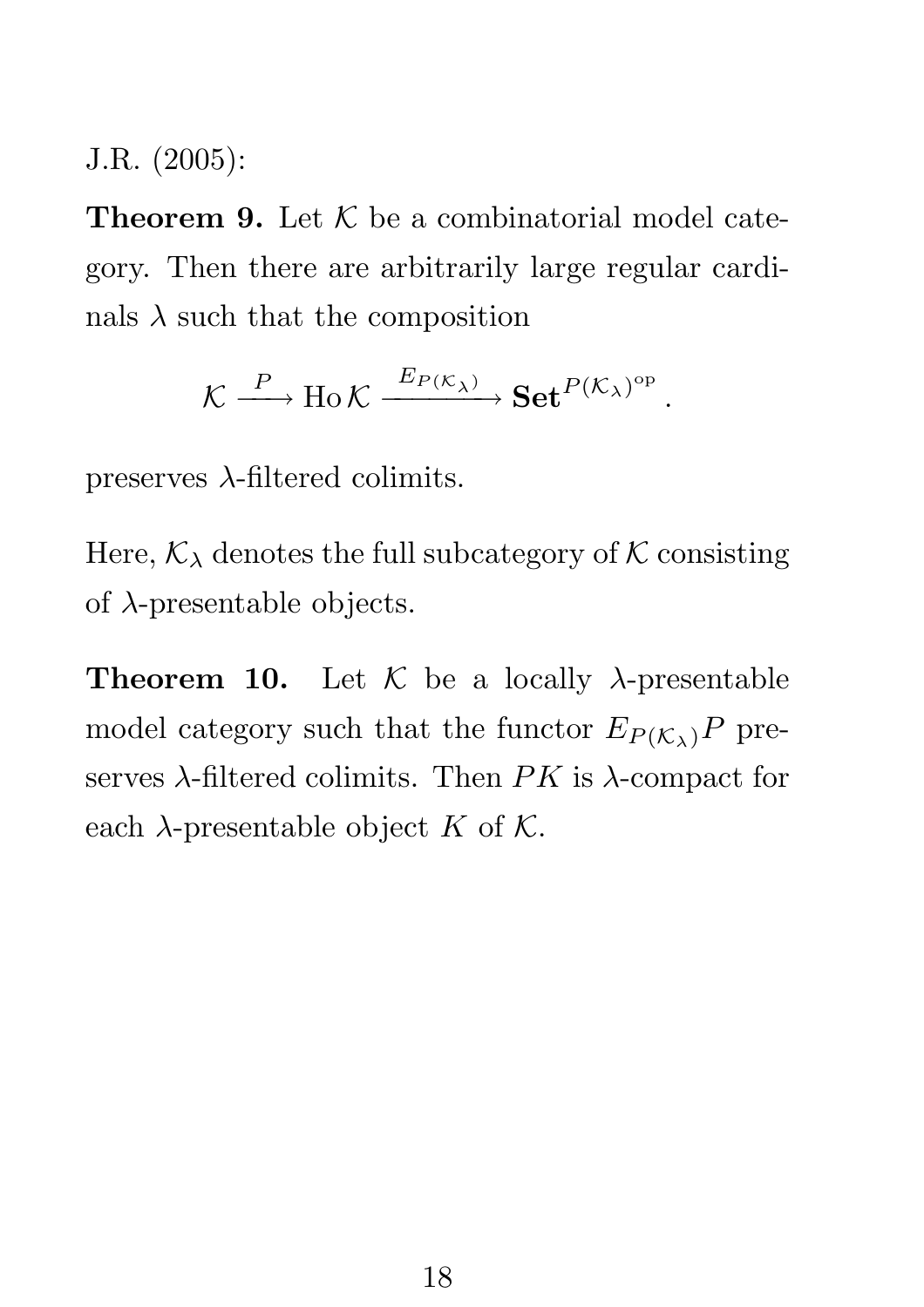J.R. (2005):

**Theorem 9.** Let $\mathcal{K}$ be a combinatorial model category. Then there are arbitrarily large regular cardinals $\lambda$ such that the composition

$$\mathcal{K} \xrightarrow{\ P\ } \operatorname{Ho}\mathcal{K} \xrightarrow{\ E_{P(\mathcal{K}_\lambda)}\ } \mathbf{Set}^{P(\mathcal{K}_\lambda)^{\mathrm{op}}}.$$

preserves $\lambda$-filtered colimits.

Here, $\mathcal{K}_\lambda$ denotes the full subcategory of $\mathcal{K}$ consisting of $\lambda$-presentable objects.

**Theorem 10.** Let $\mathcal{K}$ be a locally $\lambda$-presentable model category such that the functor $E_{P(\mathcal{K}_\lambda)}P$ preserves $\lambda$-filtered colimits. Then $PK$ is $\lambda$-compact for each $\lambda$-presentable object $K$ of $\mathcal{K}$.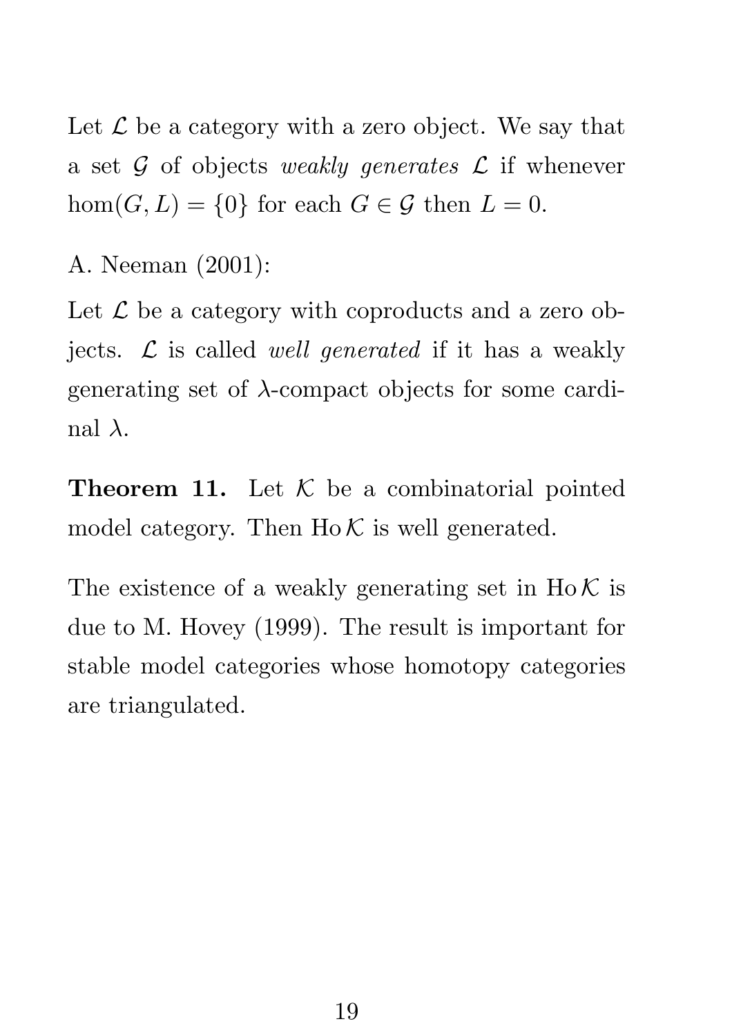Let $\mathcal{L}$ be a category with a zero object. We say that a set $\mathcal{G}$ of objects *weakly generates* $\mathcal{L}$ if whenever $\hom(G, L) = \{0\}$ for each $G \in \mathcal{G}$ then $L = 0$.

A. Neeman (2001):

Let $\mathcal{L}$ be a category with coproducts and a zero objects. $\mathcal{L}$ is called *well generated* if it has a weakly generating set of $\lambda$-compact objects for some cardinal $\lambda$.

**Theorem 11.** Let $\mathcal{K}$ be a combinatorial pointed model category. Then $\operatorname{Ho}\mathcal{K}$ is well generated.

The existence of a weakly generating set in $\operatorname{Ho}\mathcal{K}$ is due to M. Hovey (1999). The result is important for stable model categories whose homotopy categories are triangulated.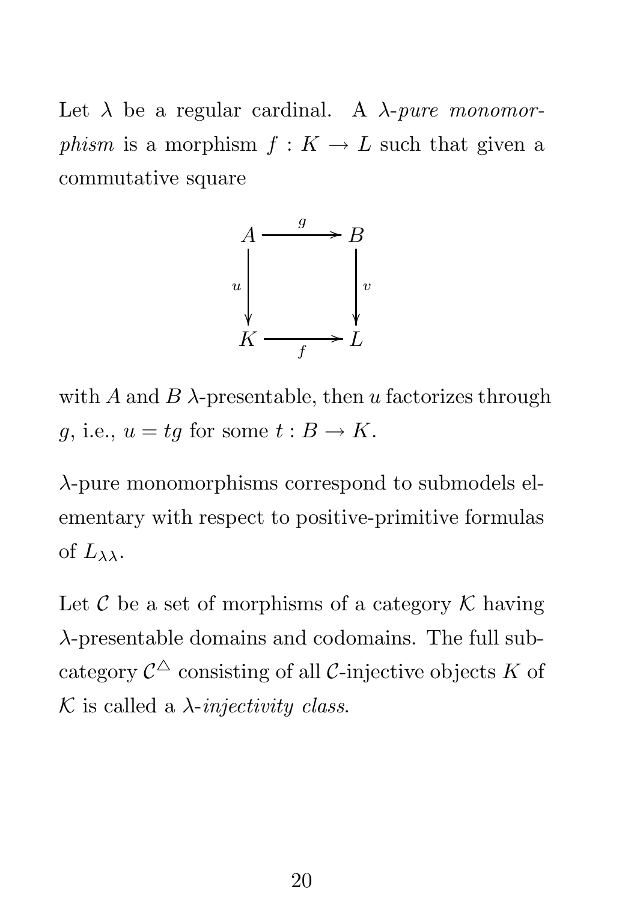Let $\lambda$ be a regular cardinal. A *$\lambda$-pure monomorphism* is a morphism $f : K \to L$ such that given a commutative square

$$\begin{array}{ccc} A & \xrightarrow{g} & B \\ {\scriptstyle u}\downarrow & & \downarrow{\scriptstyle v} \\ K & \xrightarrow[f]{} & L \end{array}$$

with $A$ and $B$ $\lambda$-presentable, then $u$ factorizes through $g$, i.e., $u = tg$ for some $t : B \to K$.

$\lambda$-pure monomorphisms correspond to submodels elementary with respect to positive-primitive formulas of $L_{\lambda\lambda}$.

Let $\mathcal{C}$ be a set of morphisms of a category $\mathcal{K}$ having $\lambda$-presentable domains and codomains. The full subcategory $\mathcal{C}^{\triangle}$ consisting of all $\mathcal{C}$-injective objects $K$ of $\mathcal{K}$ is called a *$\lambda$-injectivity class*.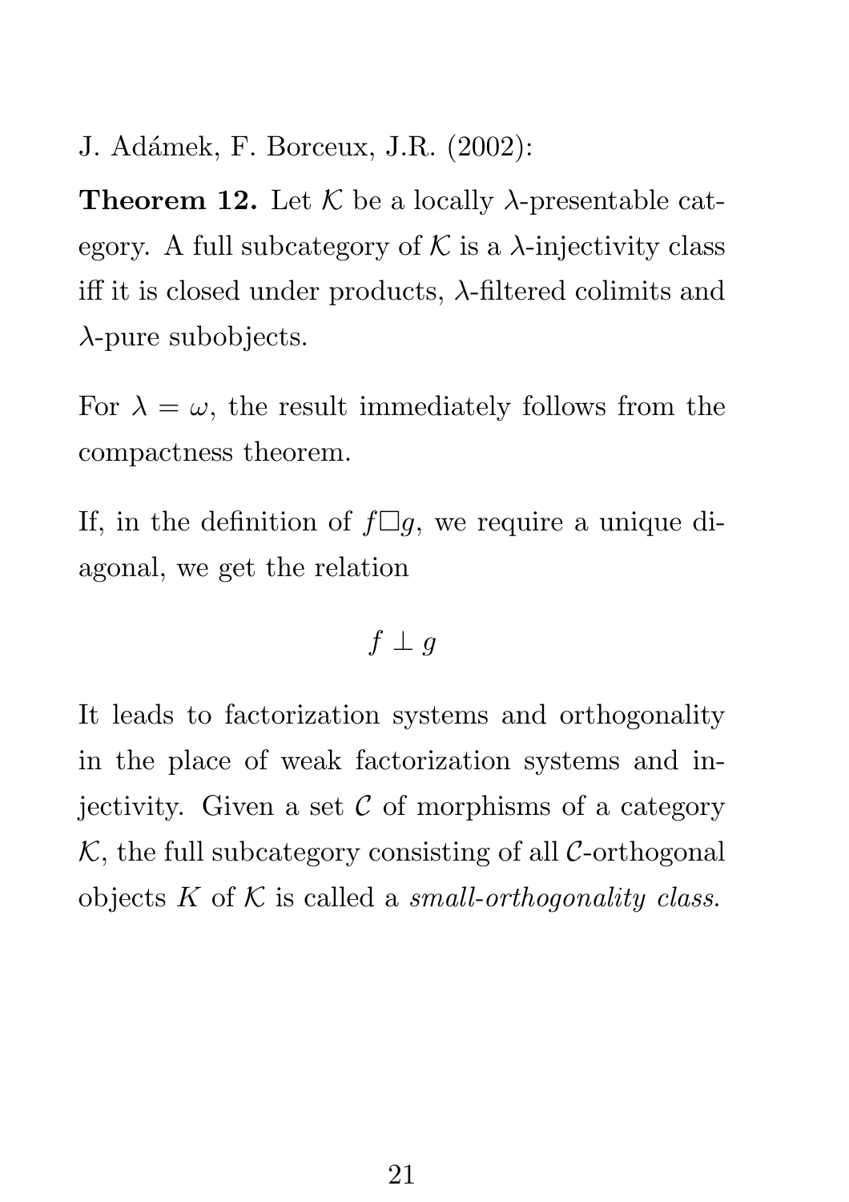J. Adámek, F. Borceux, J.R. (2002):

**Theorem 12.** Let $\mathcal{K}$ be a locally $\lambda$-presentable category. A full subcategory of $\mathcal{K}$ is a $\lambda$-injectivity class iff it is closed under products, $\lambda$-filtered colimits and $\lambda$-pure subobjects.

For $\lambda = \omega$, the result immediately follows from the compactness theorem.

If, in the definition of $f \square g$, we require a unique diagonal, we get the relation

$$f \perp g$$

It leads to factorization systems and orthogonality in the place of weak factorization systems and injectivity. Given a set $\mathcal{C}$ of morphisms of a category $\mathcal{K}$, the full subcategory consisting of all $\mathcal{C}$-orthogonal objects $K$ of $\mathcal{K}$ is called a *small-orthogonality class.*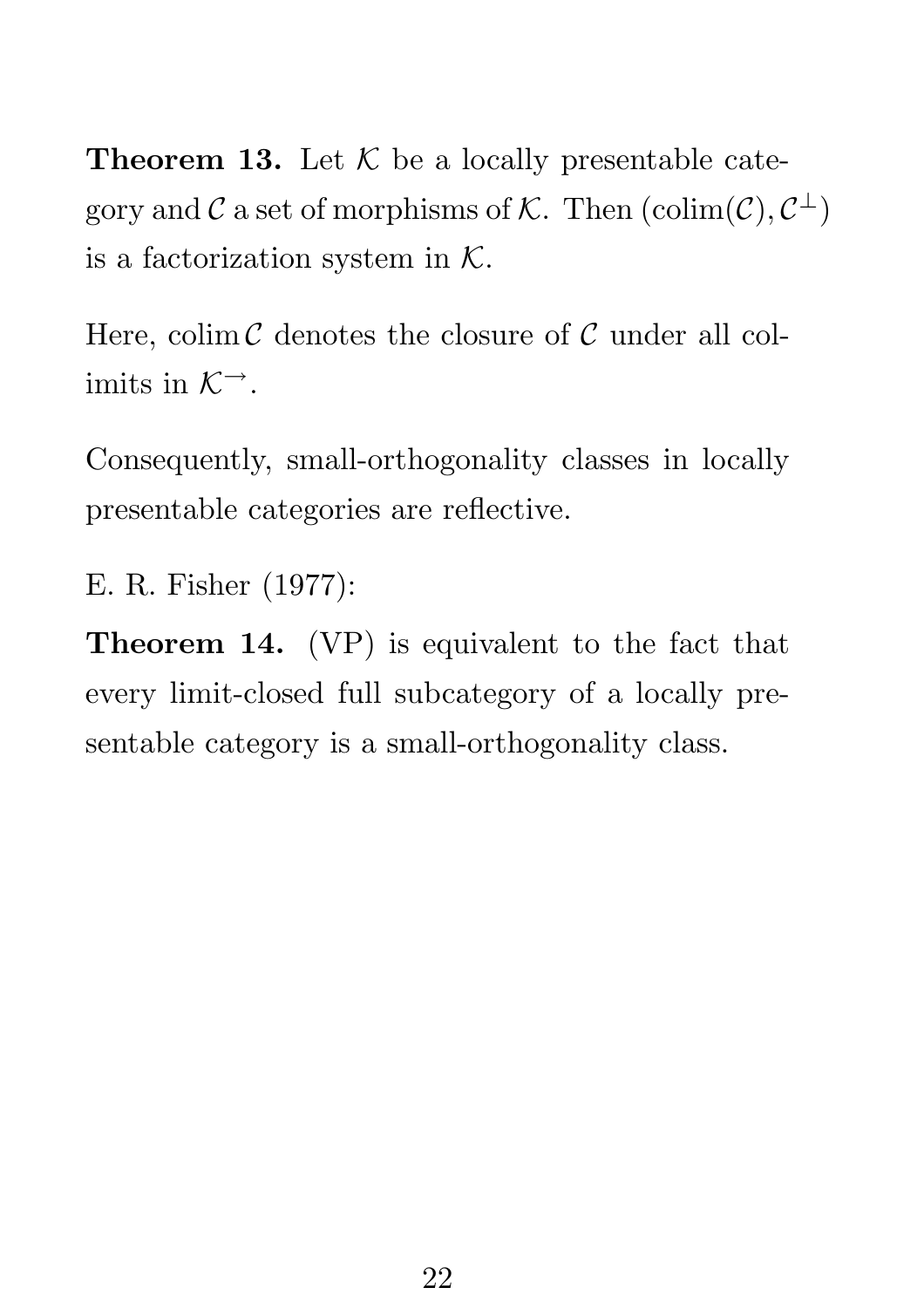**Theorem 13.** Let $\mathcal{K}$ be a locally presentable category and $\mathcal{C}$ a set of morphisms of $\mathcal{K}$. Then $(\mathrm{colim}(\mathcal{C}), \mathcal{C}^{\perp})$ is a factorization system in $\mathcal{K}$.

Here, $\mathrm{colim}\, \mathcal{C}$ denotes the closure of $\mathcal{C}$ under all colimits in $\mathcal{K}^{\rightarrow}$.

Consequently, small-orthogonality classes in locally presentable categories are reflective.

E. R. Fisher (1977):

**Theorem 14.** (VP) is equivalent to the fact that every limit-closed full subcategory of a locally presentable category is a small-orthogonality class.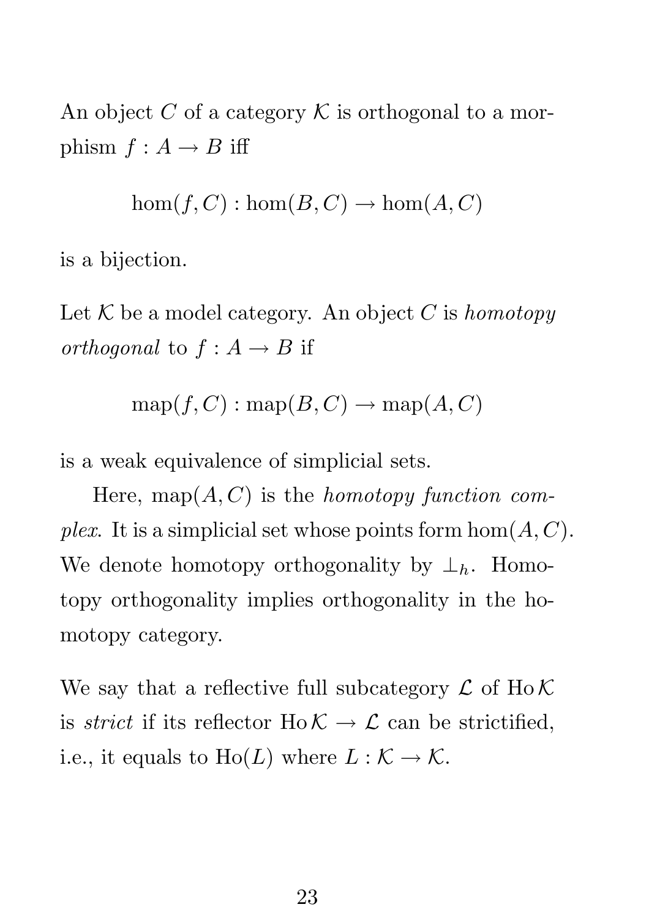An object $C$ of a category $\mathcal{K}$ is orthogonal to a morphism $f : A \to B$ iff

$$\hom(f, C) : \hom(B, C) \to \hom(A, C)$$

is a bijection.

Let $\mathcal{K}$ be a model category. An object $C$ is *homotopy orthogonal* to $f : A \to B$ if

$$\mathrm{map}(f, C) : \mathrm{map}(B, C) \to \mathrm{map}(A, C)$$

is a weak equivalence of simplicial sets.

Here, $\mathrm{map}(A, C)$ is the *homotopy function complex*. It is a simplicial set whose points form $\hom(A, C)$. We denote homotopy orthogonality by $\perp_h$. Homotopy orthogonality implies orthogonality in the homotopy category.

We say that a reflective full subcategory $\mathcal{L}$ of $\mathrm{Ho}\,\mathcal{K}$ is *strict* if its reflector $\mathrm{Ho}\,\mathcal{K} \to \mathcal{L}$ can be strictified, i.e., it equals to $\mathrm{Ho}(L)$ where $L : \mathcal{K} \to \mathcal{K}$.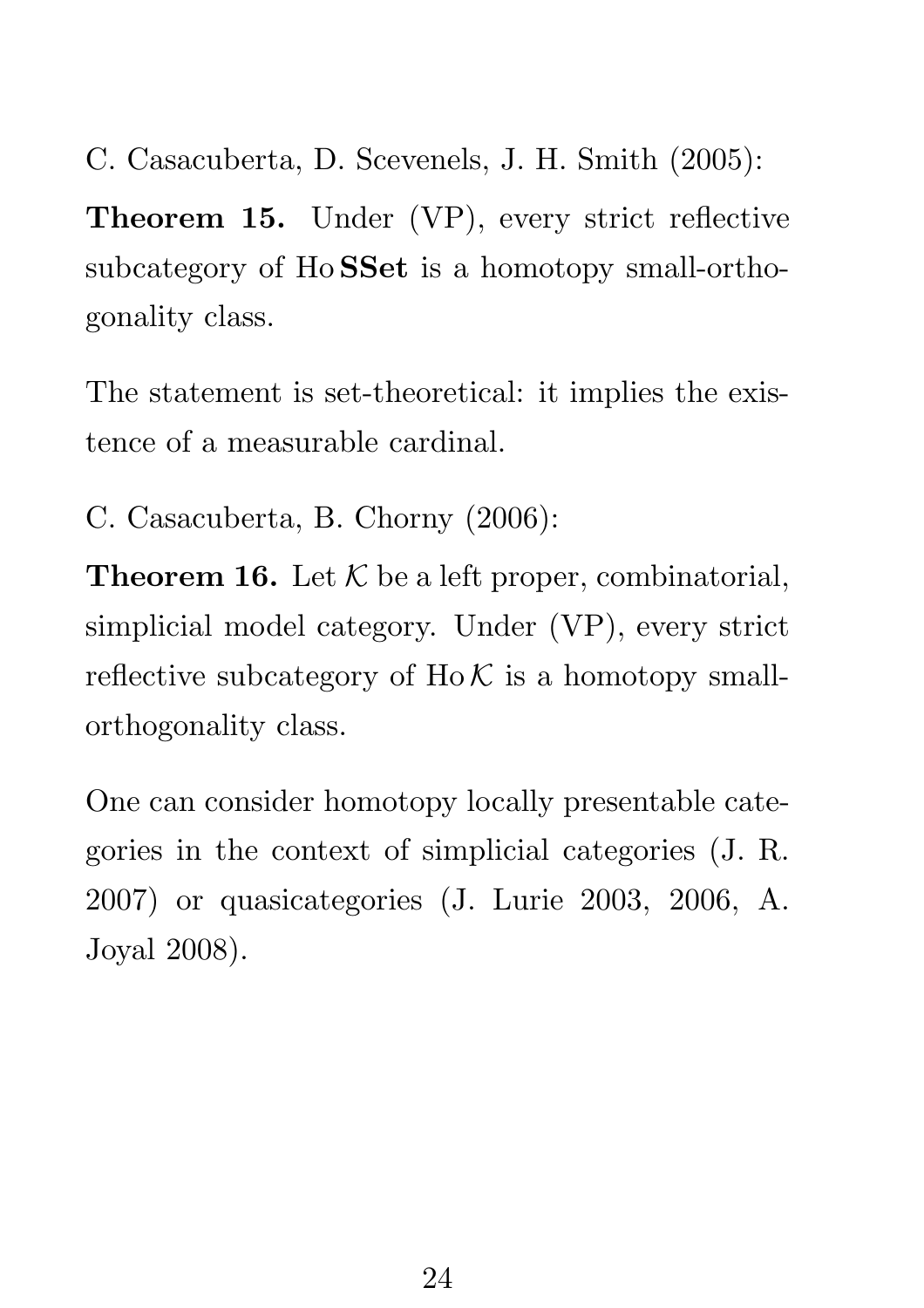C. Casacuberta, D. Scevenels, J. H. Smith (2005):

**Theorem 15.** Under (VP), every strict reflective subcategory of Ho **SSet** is a homotopy small-orthogonality class.

The statement is set-theoretical: it implies the existence of a measurable cardinal.

C. Casacuberta, B. Chorny (2006):

**Theorem 16.** Let $\mathcal{K}$ be a left proper, combinatorial, simplicial model category. Under (VP), every strict reflective subcategory of $\mathrm{Ho}\,\mathcal{K}$ is a homotopy small-orthogonality class.

One can consider homotopy locally presentable categories in the context of simplicial categories (J. R. 2007) or quasicategories (J. Lurie 2003, 2006, A. Joyal 2008).